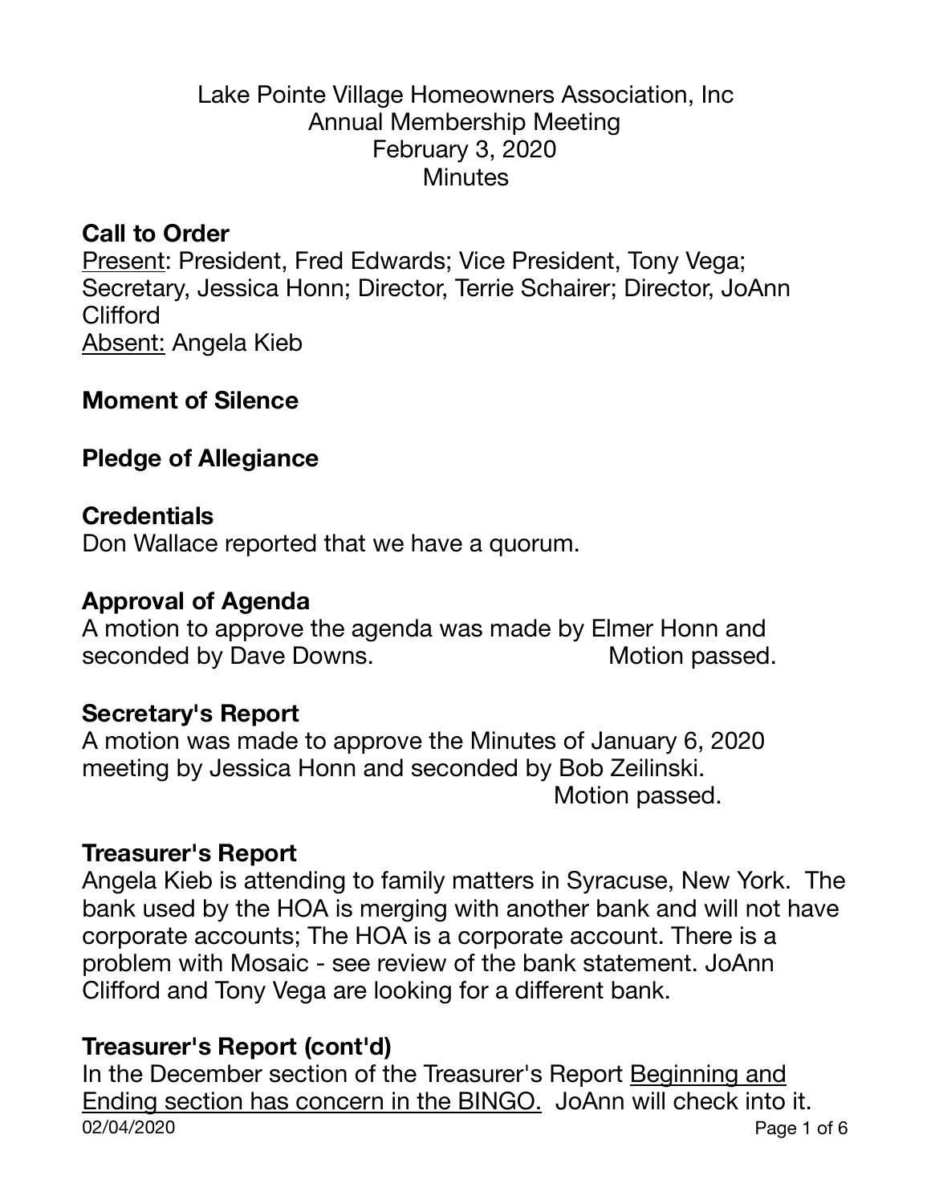# Lake Pointe Village Homeowners Association, Inc
## Annual Membership Meeting
## February 3, 2020
## Minutes

**Call to Order**

<u>Present</u>: President, Fred Edwards; Vice President, Tony Vega; Secretary, Jessica Honn; Director, Terrie Schairer; Director, JoAnn Clifford

<u>Absent:</u> Angela Kieb

**Moment of Silence**

**Pledge of Allegiance**

**Credentials**

Don Wallace reported that we have a quorum.

**Approval of Agenda**

A motion to approve the agenda was made by Elmer Honn and seconded by Dave Downs. Motion passed.

**Secretary's Report**

A motion was made to approve the Minutes of January 6, 2020 meeting by Jessica Honn and seconded by Bob Zeilinski. Motion passed.

**Treasurer's Report**

Angela Kieb is attending to family matters in Syracuse, New York. The bank used by the HOA is merging with another bank and will not have corporate accounts; The HOA is a corporate account. There is a problem with Mosaic - see review of the bank statement. JoAnn Clifford and Tony Vega are looking for a different bank.

**Treasurer's Report (cont'd)**

In the December section of the Treasurer's Report <u>Beginning and Ending section has concern in the BINGO.</u> JoAnn will check into it.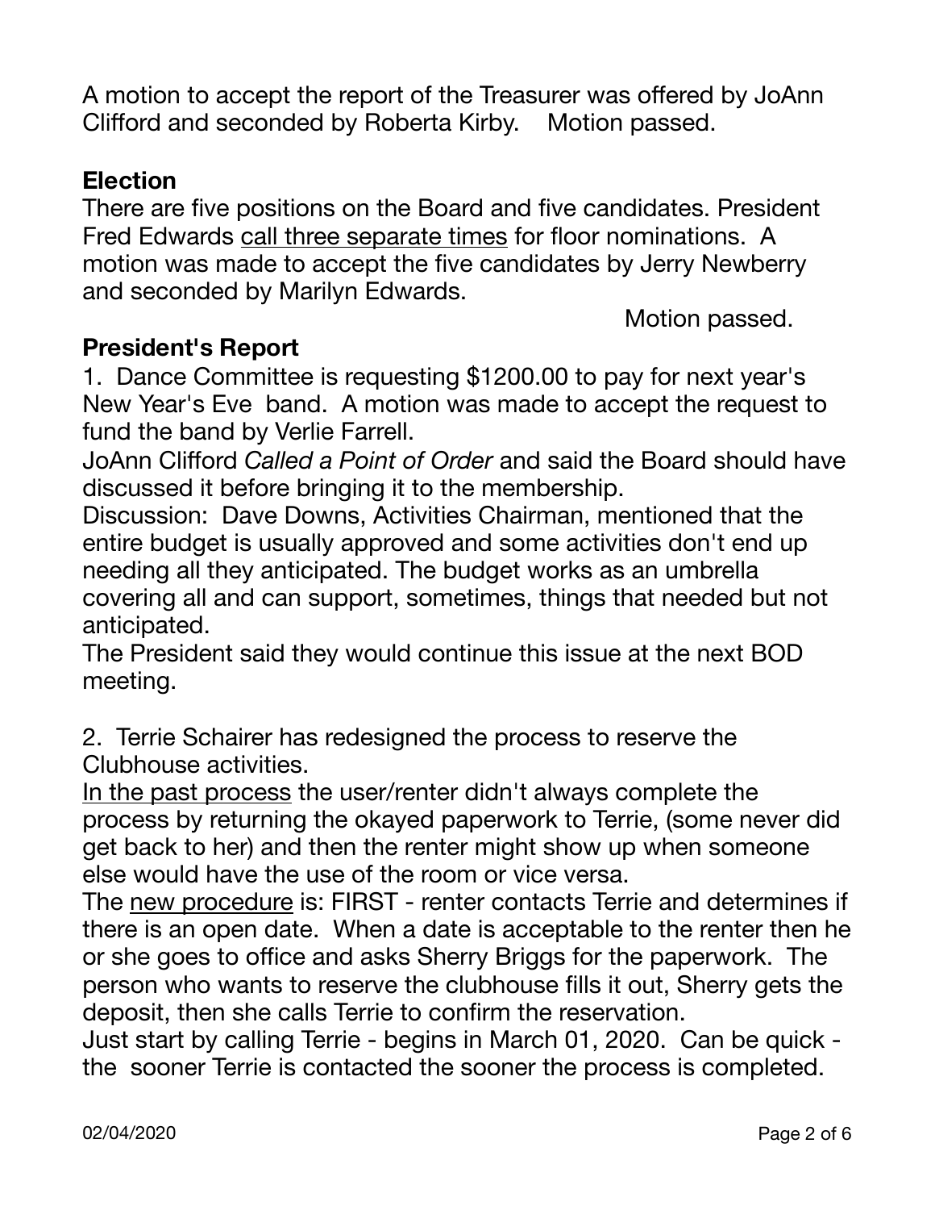A motion to accept the report of the Treasurer was offered by JoAnn Clifford and seconded by Roberta Kirby.    Motion passed.

## Election

There are five positions on the Board and five candidates. President Fred Edwards <u>call three separate times</u> for floor nominations. A motion was made to accept the five candidates by Jerry Newberry and seconded by Marilyn Edwards.

Motion passed.

## President's Report

1. Dance Committee is requesting $1200.00 to pay for next year's New Year's Eve band. A motion was made to accept the request to fund the band by Verlie Farrell.

JoAnn Clifford *Called a Point of Order* and said the Board should have discussed it before bringing it to the membership.

Discussion: Dave Downs, Activities Chairman, mentioned that the entire budget is usually approved and some activities don't end up needing all they anticipated. The budget works as an umbrella covering all and can support, sometimes, things that needed but not anticipated.

The President said they would continue this issue at the next BOD meeting.

2. Terrie Schairer has redesigned the process to reserve the Clubhouse activities.

<u>In the past process</u> the user/renter didn't always complete the process by returning the okayed paperwork to Terrie, (some never did get back to her) and then the renter might show up when someone else would have the use of the room or vice versa.

The <u>new procedure</u> is: FIRST - renter contacts Terrie and determines if there is an open date. When a date is acceptable to the renter then he or she goes to office and asks Sherry Briggs for the paperwork. The person who wants to reserve the clubhouse fills it out, Sherry gets the deposit, then she calls Terrie to confirm the reservation.

Just start by calling Terrie - begins in March 01, 2020. Can be quick - the sooner Terrie is contacted the sooner the process is completed.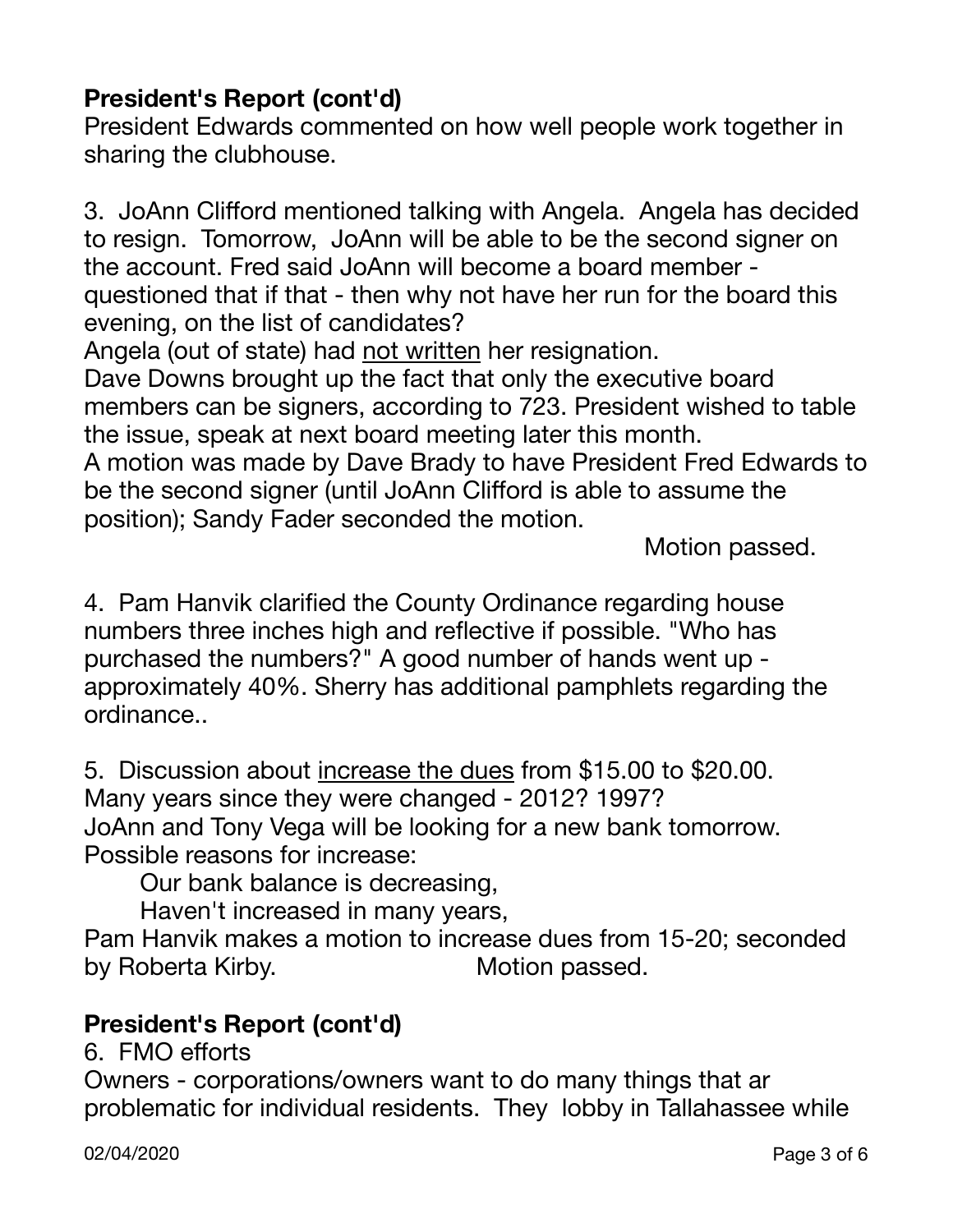## **President's Report (cont'd)**

President Edwards commented on how well people work together in sharing the clubhouse.

3. JoAnn Clifford mentioned talking with Angela. Angela has decided to resign. Tomorrow, JoAnn will be able to be the second signer on the account. Fred said JoAnn will become a board member - questioned that if that - then why not have her run for the board this evening, on the list of candidates?

Angela (out of state) had <u>not written</u> her resignation.

Dave Downs brought up the fact that only the executive board members can be signers, according to 723. President wished to table the issue, speak at next board meeting later this month.

A motion was made by Dave Brady to have President Fred Edwards to be the second signer (until JoAnn Clifford is able to assume the position); Sandy Fader seconded the motion.

Motion passed.

4. Pam Hanvik clarified the County Ordinance regarding house numbers three inches high and reflective if possible. "Who has purchased the numbers?" A good number of hands went up - approximately 40%. Sherry has additional pamphlets regarding the ordinance..

5. Discussion about <u>increase the dues</u> from $15.00 to $20.00.

Many years since they were changed - 2012? 1997?

JoAnn and Tony Vega will be looking for a new bank tomorrow.

Possible reasons for increase:

- Our bank balance is decreasing,
- Haven't increased in many years,

Pam Hanvik makes a motion to increase dues from 15-20; seconded by Roberta Kirby. Motion passed.

## **President's Report (cont'd)**

6. FMO efforts

Owners - corporations/owners want to do many things that ar problematic for individual residents. They lobby in Tallahassee while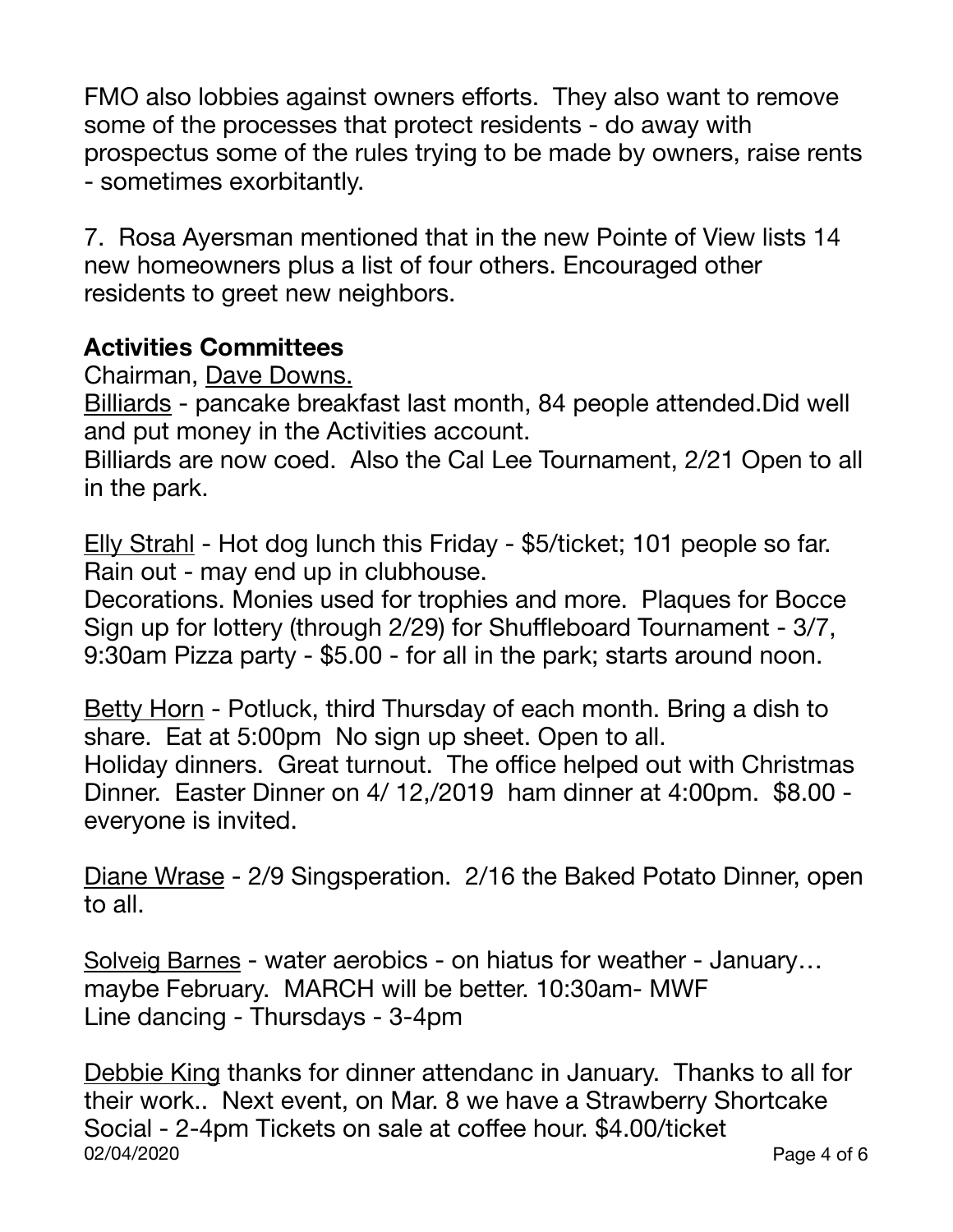FMO also lobbies against owners efforts. They also want to remove some of the processes that protect residents - do away with prospectus some of the rules trying to be made by owners, raise rents - sometimes exorbitantly.

7. Rosa Ayersman mentioned that in the new Pointe of View lists 14 new homeowners plus a list of four others. Encouraged other residents to greet new neighbors.

**Activities Committees**

Chairman, Dave Downs.

Billiards - pancake breakfast last month, 84 people attended.Did well and put money in the Activities account.
Billiards are now coed. Also the Cal Lee Tournament, 2/21 Open to all in the park.

Elly Strahl - Hot dog lunch this Friday - $5/ticket; 101 people so far. Rain out - may end up in clubhouse.
Decorations. Monies used for trophies and more. Plaques for Bocce
Sign up for lottery (through 2/29) for Shuffleboard Tournament - 3/7, 9:30am Pizza party - $5.00 - for all in the park; starts around noon.

Betty Horn - Potluck, third Thursday of each month. Bring a dish to share. Eat at 5:00pm No sign up sheet. Open to all.
Holiday dinners. Great turnout. The office helped out with Christmas Dinner. Easter Dinner on 4/ 12,/2019 ham dinner at 4:00pm. $8.00 - everyone is invited.

Diane Wrase - 2/9 Singsperation. 2/16 the Baked Potato Dinner, open to all.

Solveig Barnes - water aerobics - on hiatus for weather - January… maybe February. MARCH will be better. 10:30am- MWF
Line dancing - Thursdays - 3-4pm

Debbie King thanks for dinner attendanc in January. Thanks to all for their work.. Next event, on Mar. 8 we have a Strawberry Shortcake Social - 2-4pm Tickets on sale at coffee hour. $4.00/ticket

02/04/2020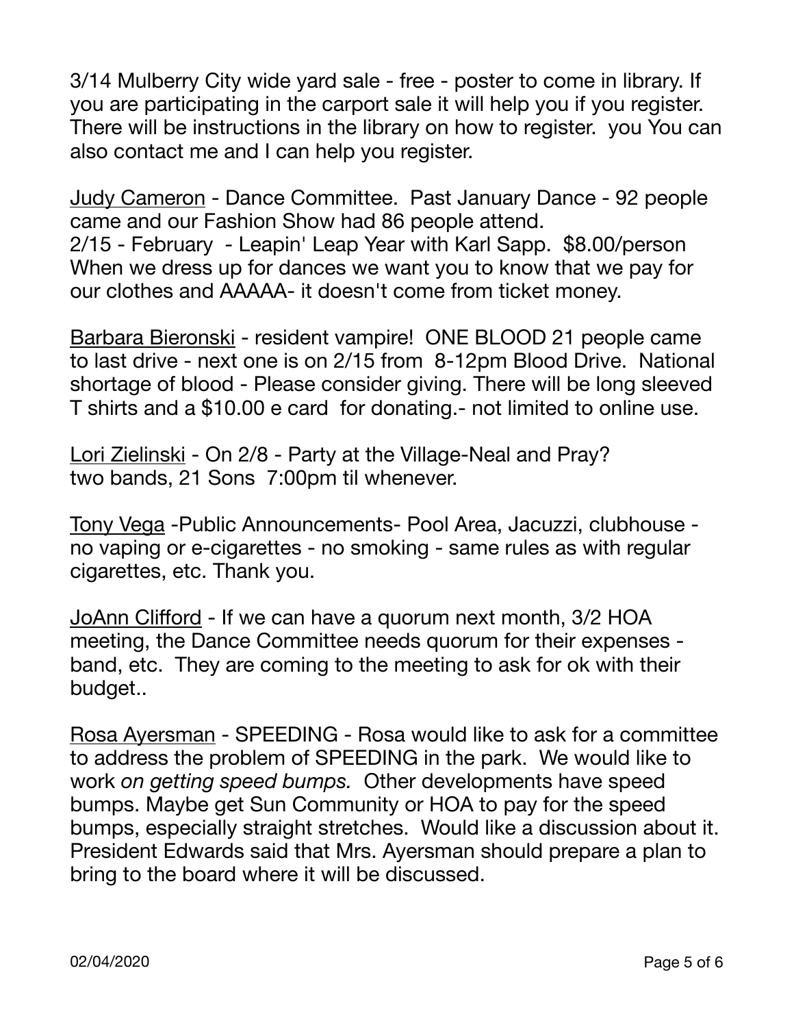3/14 Mulberry City wide yard sale - free - poster to come in library. If you are participating in the carport sale it will help you if you register. There will be instructions in the library on how to register. you You can also contact me and I can help you register.

<u>Judy Cameron</u> - Dance Committee. Past January Dance - 92 people came and our Fashion Show had 86 people attend.
2/15 - February - Leapin' Leap Year with Karl Sapp. $8.00/person
When we dress up for dances we want you to know that we pay for our clothes and AAAAA- it doesn't come from ticket money.

<u>Barbara Bieronski</u> - resident vampire! ONE BLOOD 21 people came to last drive - next one is on 2/15 from 8-12pm Blood Drive. National shortage of blood - Please consider giving. There will be long sleeved T shirts and a $10.00 e card for donating.- not limited to online use.

<u>Lori Zielinski</u> - On 2/8 - Party at the Village-Neal and Pray?
two bands, 21 Sons 7:00pm til whenever.

<u>Tony Vega</u> -Public Announcements- Pool Area, Jacuzzi, clubhouse - no vaping or e-cigarettes - no smoking - same rules as with regular cigarettes, etc. Thank you.

<u>JoAnn Clifford</u> - If we can have a quorum next month, 3/2 HOA meeting, the Dance Committee needs quorum for their expenses - band, etc. They are coming to the meeting to ask for ok with their budget..

<u>Rosa Ayersman</u> - SPEEDING - Rosa would like to ask for a committee to address the problem of SPEEDING in the park. We would like to work *on getting speed bumps.* Other developments have speed bumps. Maybe get Sun Community or HOA to pay for the speed bumps, especially straight stretches. Would like a discussion about it. President Edwards said that Mrs. Ayersman should prepare a plan to bring to the board where it will be discussed.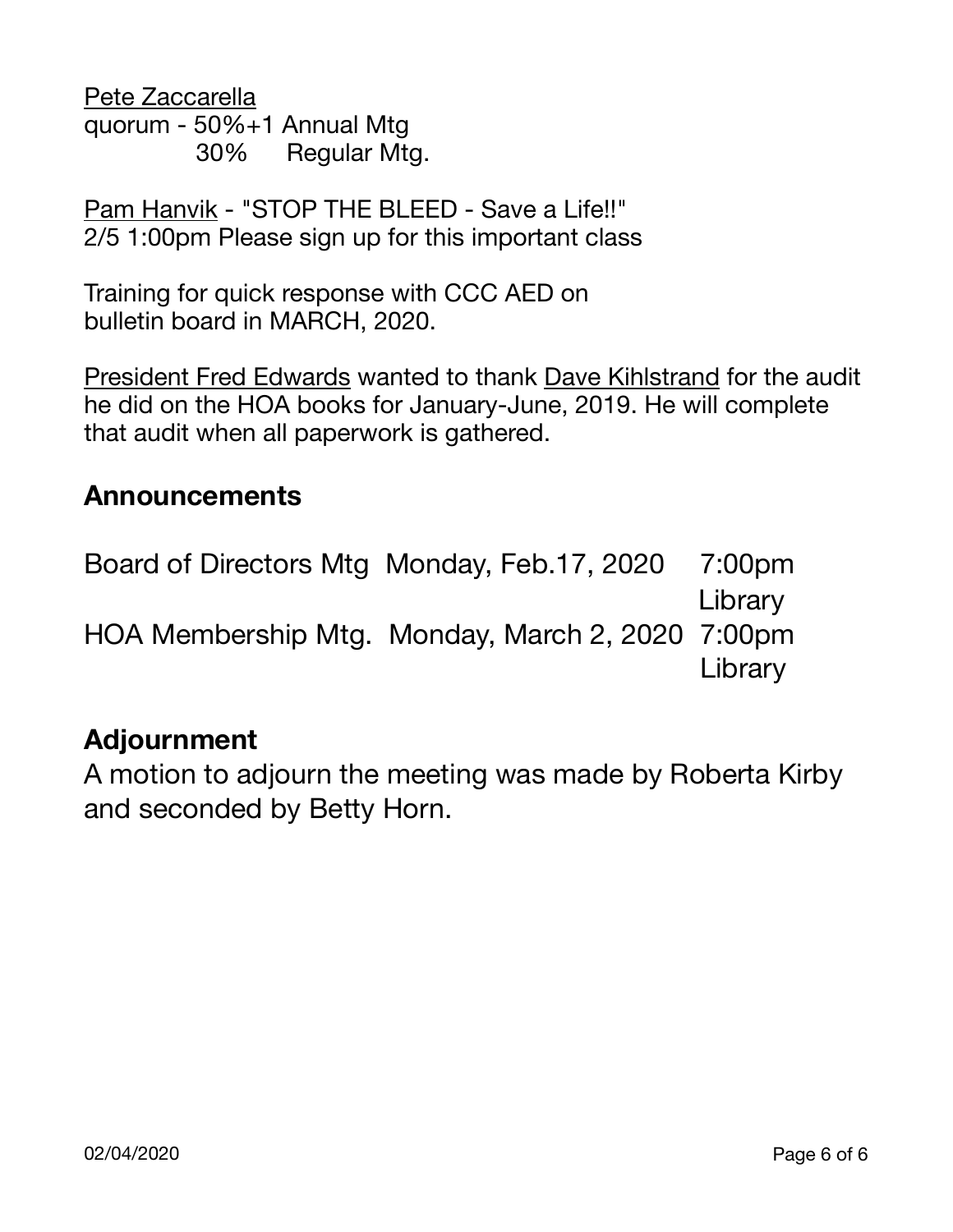Pete Zaccarella
quorum - 50%+1 Annual Mtg
30% Regular Mtg.

Pam Hanvik - "STOP THE BLEED - Save a Life!!"
2/5 1:00pm Please sign up for this important class

Training for quick response with CCC AED on bulletin board in MARCH, 2020.

President Fred Edwards wanted to thank Dave Kihlstrand for the audit he did on the HOA books for January-June, 2019. He will complete that audit when all paperwork is gathered.

## Announcements

| | | |
|---|---|---|
| Board of Directors Mtg | Monday, Feb.17, 2020 | 7:00pm Library |
| HOA Membership Mtg. | Monday, March 2, 2020 | 7:00pm Library |

## Adjournment

A motion to adjourn the meeting was made by Roberta Kirby and seconded by Betty Horn.

02/04/2020